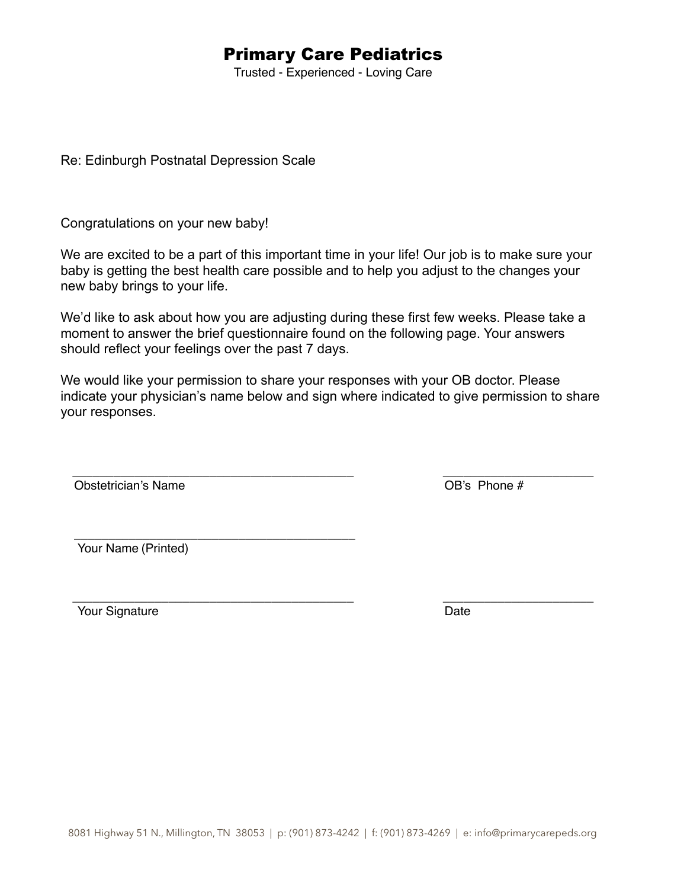# Primary Care Pediatrics

Trusted - Experienced - Loving Care

Re: Edinburgh Postnatal Depression Scale

Congratulations on your new baby!

We are excited to be a part of this important time in your life! Our job is to make sure your baby is getting the best health care possible and to help you adjust to the changes your new baby brings to your life.

We'd like to ask about how you are adjusting during these first few weeks. Please take a moment to answer the brief questionnaire found on the following page. Your answers should reflect your feelings over the past 7 days.

We would like your permission to share your responses with your OB doctor. Please indicate your physician's name below and sign where indicated to give permission to share your responses.

\_\_\_\_\_\_\_\_\_\_\_\_\_\_\_\_\_\_\_\_\_\_\_\_\_\_\_\_\_\_\_\_\_\_\_\_\_\_\_\_ \_\_\_\_\_\_\_\_\_\_\_\_\_\_\_\_\_\_\_\_\_\_
Obstetrician's Name OB's Phone #

\_\_\_\_\_\_\_\_\_\_\_\_\_\_\_\_\_\_\_\_\_\_\_\_\_\_\_\_\_\_\_\_\_\_\_\_\_\_\_\_
Your Name (Printed)

\_\_\_\_\_\_\_\_\_\_\_\_\_\_\_\_\_\_\_\_\_\_\_\_\_\_\_\_\_\_\_\_\_\_\_\_\_\_\_\_ \_\_\_\_\_\_\_\_\_\_\_\_\_\_\_\_\_\_\_\_\_\_
Your Signature Date

8081 Highway 51 N., Millington, TN 38053 | p: (901) 873-4242 | f: (901) 873-4269 | e: info@primarycarepeds.org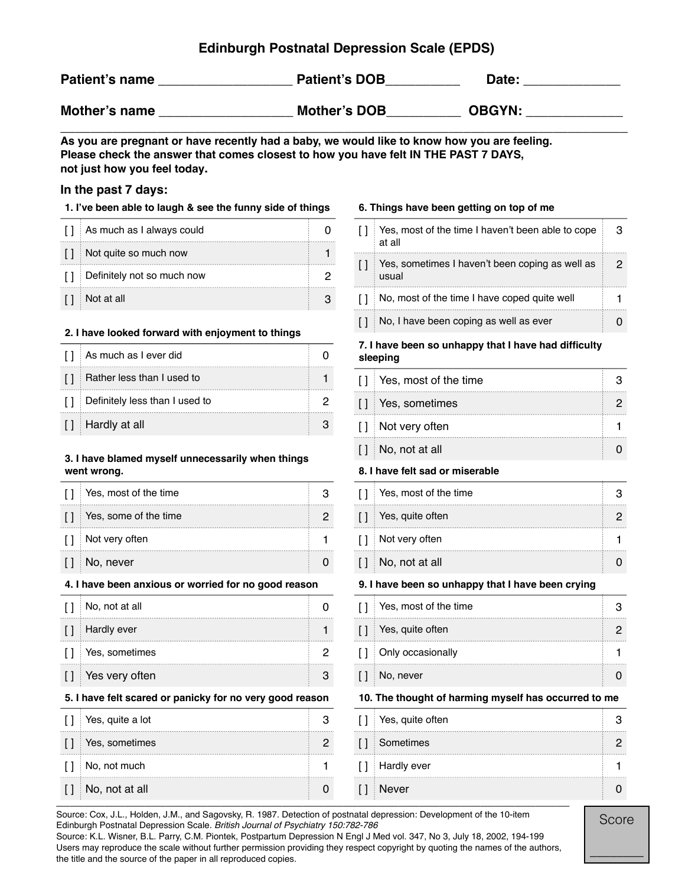# Edinburgh Postnatal Depression Scale (EPDS)

**Patient's name** ___________________ **Patient's DOB**__________ **Date:** ______________

**Mother's name** ___________________ **Mother's DOB**__________ **OBGYN:** _____________

**As you are pregnant or have recently had a baby, we would like to know how you are feeling. Please check the answer that comes closest to how you have felt IN THE PAST 7 DAYS, not just how you feel today.**

### In the past 7 days:

**1. I've been able to laugh & see the funny side of things**

| | | |
|---|---|---|
| [ ] | As much as I always could | 0 |
| [ ] | Not quite so much now | 1 |
| [ ] | Definitely not so much now | 2 |
| [ ] | Not at all | 3 |

**2. I have looked forward with enjoyment to things**

| | | |
|---|---|---|
| [ ] | As much as I ever did | 0 |
| [ ] | Rather less than I used to | 1 |
| [ ] | Definitely less than I used to | 2 |
| [ ] | Hardly at all | 3 |

**3. I have blamed myself unnecessarily when things went wrong.**

| | | |
|---|---|---|
| [ ] | Yes, most of the time | 3 |
| [ ] | Yes, some of the time | 2 |
| [ ] | Not very often | 1 |
| [ ] | No, never | 0 |

**4. I have been anxious or worried for no good reason**

| | | |
|---|---|---|
| [ ] | No, not at all | 0 |
| [ ] | Hardly ever | 1 |
| [ ] | Yes, sometimes | 2 |
| [ ] | Yes very often | 3 |

**5. I have felt scared or panicky for no very good reason**

| | | |
|---|---|---|
| [ ] | Yes, quite a lot | 3 |
| [ ] | Yes, sometimes | 2 |
| [ ] | No, not much | 1 |
| [ ] | No, not at all | 0 |

**6. Things have been getting on top of me**

| | | |
|---|---|---|
| [ ] | Yes, most of the time I haven't been able to cope at all | 3 |
| [ ] | Yes, sometimes I haven't been coping as well as usual | 2 |
| [ ] | No, most of the time I have coped quite well | 1 |
| [ ] | No, I have been coping as well as ever | 0 |

**7. I have been so unhappy that I have had difficulty sleeping**

| | | |
|---|---|---|
| [ ] | Yes, most of the time | 3 |
| [ ] | Yes, sometimes | 2 |
| [ ] | Not very often | 1 |
| [ ] | No, not at all | 0 |

**8. I have felt sad or miserable**

| | | |
|---|---|---|
| [ ] | Yes, most of the time | 3 |
| [ ] | Yes, quite often | 2 |
| [ ] | Not very often | 1 |
| [ ] | No, not at all | 0 |

**9. I have been so unhappy that I have been crying**

| | | |
|---|---|---|
| [ ] | Yes, most of the time | 3 |
| [ ] | Yes, quite often | 2 |
| [ ] | Only occasionally | 1 |
| [ ] | No, never | 0 |

**10. The thought of harming myself has occurred to me**

| | | |
|---|---|---|
| [ ] | Yes, quite often | 3 |
| [ ] | Sometimes | 2 |
| [ ] | Hardly ever | 1 |
| [ ] | Never | 0 |

Source: Cox, J.L., Holden, J.M., and Sagovsky, R. 1987. Detection of postnatal depression: Development of the 10-item Edinburgh Postnatal Depression Scale. *British Journal of Psychiatry 150:782-786*
Source: K.L. Wisner, B.L. Parry, C.M. Piontek, Postpartum Depression N Engl J Med vol. 347, No 3, July 18, 2002, 194-199
Users may reproduce the scale without further permission providing they respect copyright by quoting the names of the authors, the title and the source of the paper in all reproduced copies.

Score ________